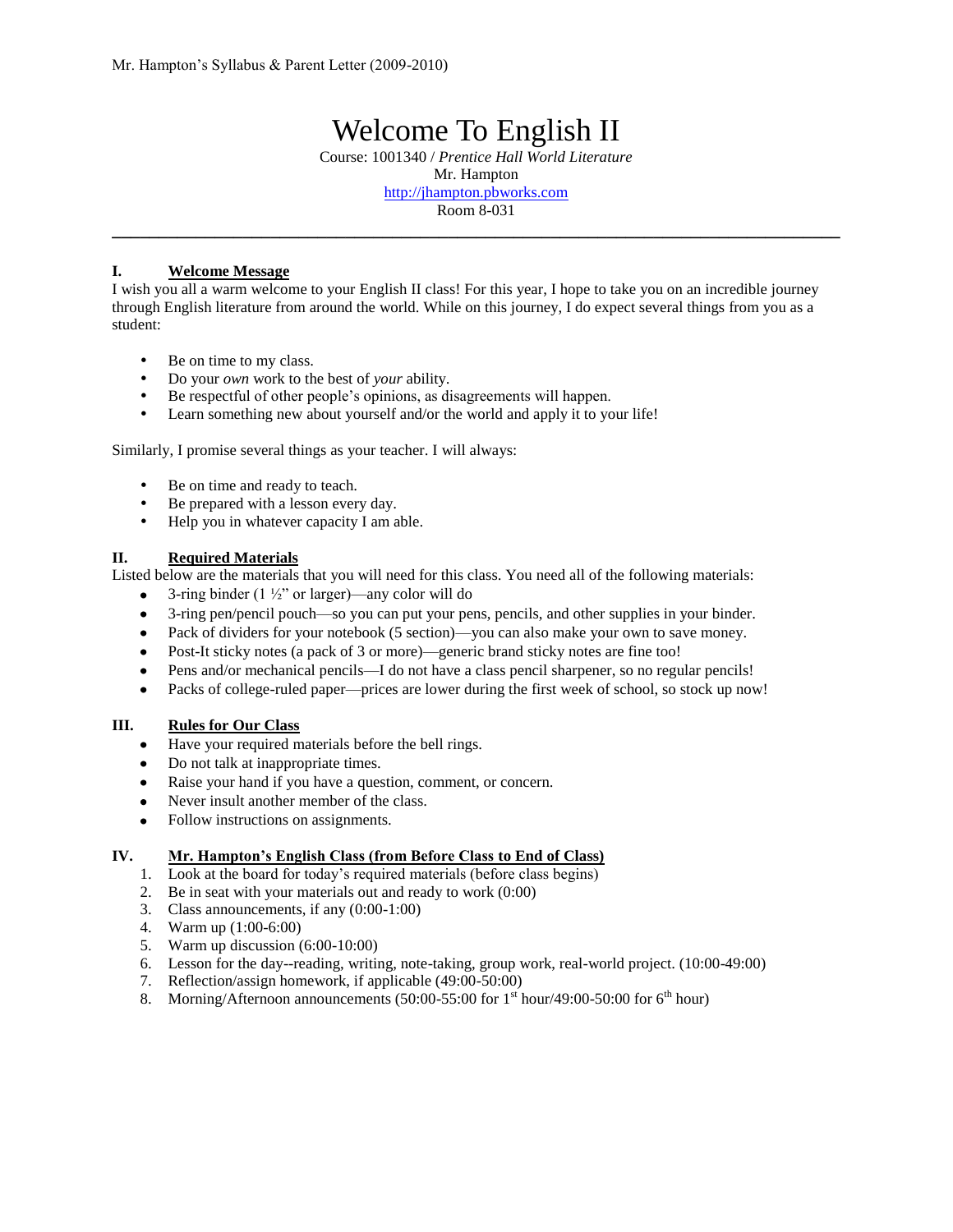# Welcome To English II

Course: 1001340 / *Prentice Hall World Literature*
Mr. Hampton
http://jhampton.pbworks.com
Room 8-031

---

## I. Welcome Message

I wish you all a warm welcome to your English II class! For this year, I hope to take you on an incredible journey through English literature from around the world. While on this journey, I do expect several things from you as a student:

- Be on time to my class.
- Do your *own* work to the best of *your* ability.
- Be respectful of other people's opinions, as disagreements will happen.
- Learn something new about yourself and/or the world and apply it to your life!

Similarly, I promise several things as your teacher. I will always:

- Be on time and ready to teach.
- Be prepared with a lesson every day.
- Help you in whatever capacity I am able.

## II. Required Materials

Listed below are the materials that you will need for this class. You need all of the following materials:

- 3-ring binder (1 ½" or larger)—any color will do
- 3-ring pen/pencil pouch—so you can put your pens, pencils, and other supplies in your binder.
- Pack of dividers for your notebook (5 section)—you can also make your own to save money.
- Post-It sticky notes (a pack of 3 or more)—generic brand sticky notes are fine too!
- Pens and/or mechanical pencils—I do not have a class pencil sharpener, so no regular pencils!
- Packs of college-ruled paper—prices are lower during the first week of school, so stock up now!

## III. Rules for Our Class

- Have your required materials before the bell rings.
- Do not talk at inappropriate times.
- Raise your hand if you have a question, comment, or concern.
- Never insult another member of the class.
- Follow instructions on assignments.

## IV. Mr. Hampton's English Class (from Before Class to End of Class)

1. Look at the board for today's required materials (before class begins)
2. Be in seat with your materials out and ready to work (0:00)
3. Class announcements, if any (0:00-1:00)
4. Warm up (1:00-6:00)
5. Warm up discussion (6:00-10:00)
6. Lesson for the day--reading, writing, note-taking, group work, real-world project. (10:00-49:00)
7. Reflection/assign homework, if applicable (49:00-50:00)
8. Morning/Afternoon announcements (50:00-55:00 for 1st hour/49:00-50:00 for 6th hour)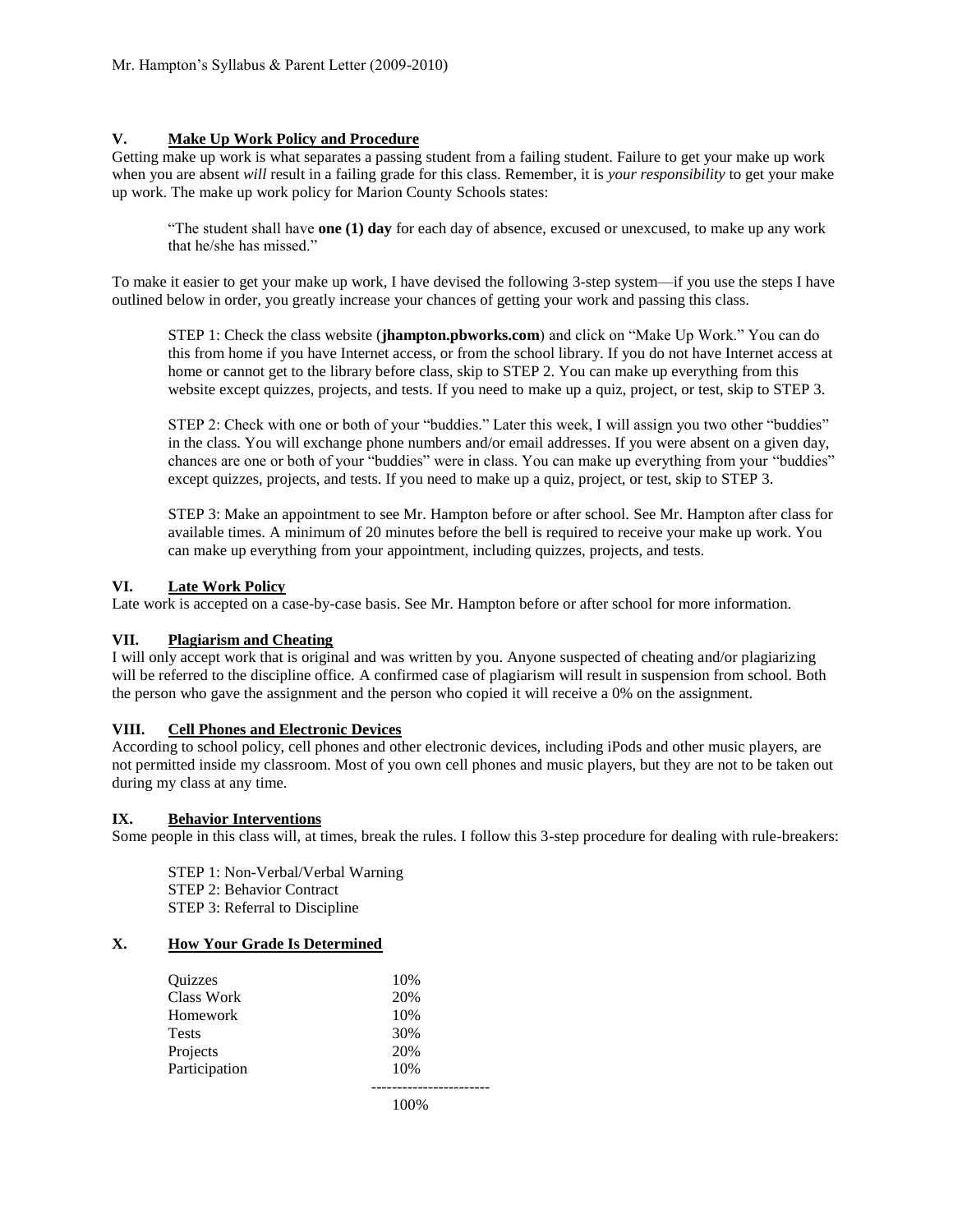## V. Make Up Work Policy and Procedure

Getting make up work is what separates a passing student from a failing student. Failure to get your make up work when you are absent *will* result in a failing grade for this class. Remember, it is *your responsibility* to get your make up work. The make up work policy for Marion County Schools states:

> "The student shall have **one (1) day** for each day of absence, excused or unexcused, to make up any work that he/she has missed."

To make it easier to get your make up work, I have devised the following 3-step system—if you use the steps I have outlined below in order, you greatly increase your chances of getting your work and passing this class.

STEP 1: Check the class website (**jhampton.pbworks.com**) and click on "Make Up Work." You can do this from home if you have Internet access, or from the school library. If you do not have Internet access at home or cannot get to the library before class, skip to STEP 2. You can make up everything from this website except quizzes, projects, and tests. If you need to make up a quiz, project, or test, skip to STEP 3.

STEP 2: Check with one or both of your "buddies." Later this week, I will assign you two other "buddies" in the class. You will exchange phone numbers and/or email addresses. If you were absent on a given day, chances are one or both of your "buddies" were in class. You can make up everything from your "buddies" except quizzes, projects, and tests. If you need to make up a quiz, project, or test, skip to STEP 3.

STEP 3: Make an appointment to see Mr. Hampton before or after school. See Mr. Hampton after class for available times. A minimum of 20 minutes before the bell is required to receive your make up work. You can make up everything from your appointment, including quizzes, projects, and tests.

## VI. Late Work Policy

Late work is accepted on a case-by-case basis. See Mr. Hampton before or after school for more information.

## VII. Plagiarism and Cheating

I will only accept work that is original and was written by you. Anyone suspected of cheating and/or plagiarizing will be referred to the discipline office. A confirmed case of plagiarism will result in suspension from school. Both the person who gave the assignment and the person who copied it will receive a 0% on the assignment.

## VIII. Cell Phones and Electronic Devices

According to school policy, cell phones and other electronic devices, including iPods and other music players, are not permitted inside my classroom. Most of you own cell phones and music players, but they are not to be taken out during my class at any time.

## IX. Behavior Interventions

Some people in this class will, at times, break the rules. I follow this 3-step procedure for dealing with rule-breakers:

STEP 1: Non-Verbal/Verbal Warning
STEP 2: Behavior Contract
STEP 3: Referral to Discipline

## X. How Your Grade Is Determined

| Category | Weight |
|---|---|
| Quizzes | 10% |
| Class Work | 20% |
| Homework | 10% |
| Tests | 30% |
| Projects | 20% |
| Participation | 10% |
| | 100% |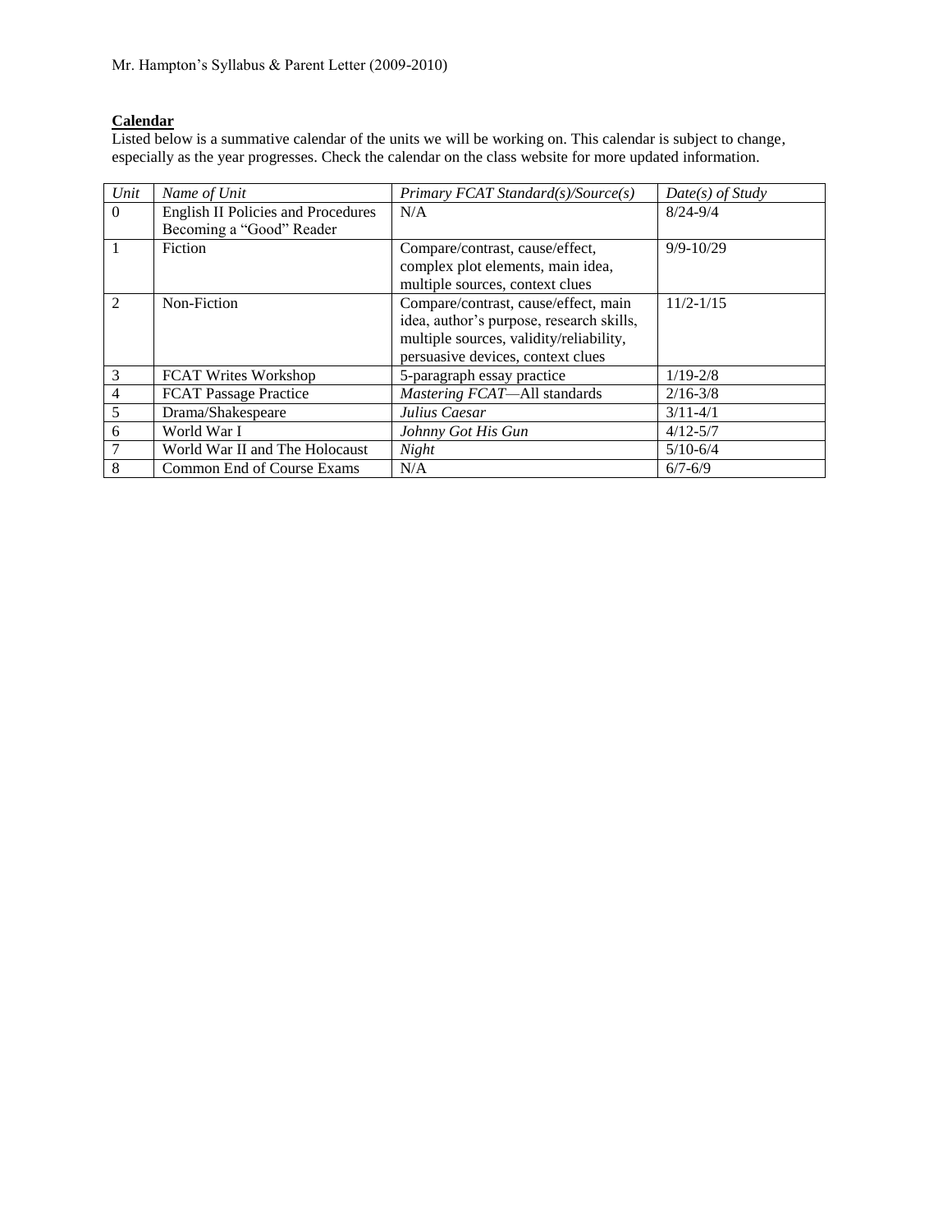**Calendar**

Listed below is a summative calendar of the units we will be working on. This calendar is subject to change, especially as the year progresses. Check the calendar on the class website for more updated information.

| *Unit* | *Name of Unit* | *Primary FCAT Standard(s)/Source(s)* | *Date(s) of Study* |
|---|---|---|---|
| 0 | English II Policies and Procedures Becoming a "Good" Reader | N/A | 8/24-9/4 |
| 1 | Fiction | Compare/contrast, cause/effect, complex plot elements, main idea, multiple sources, context clues | 9/9-10/29 |
| 2 | Non-Fiction | Compare/contrast, cause/effect, main idea, author's purpose, research skills, multiple sources, validity/reliability, persuasive devices, context clues | 11/2-1/15 |
| 3 | FCAT Writes Workshop | 5-paragraph essay practice | 1/19-2/8 |
| 4 | FCAT Passage Practice | *Mastering FCAT*—All standards | 2/16-3/8 |
| 5 | Drama/Shakespeare | *Julius Caesar* | 3/11-4/1 |
| 6 | World War I | *Johnny Got His Gun* | 4/12-5/7 |
| 7 | World War II and The Holocaust | *Night* | 5/10-6/4 |
| 8 | Common End of Course Exams | N/A | 6/7-6/9 |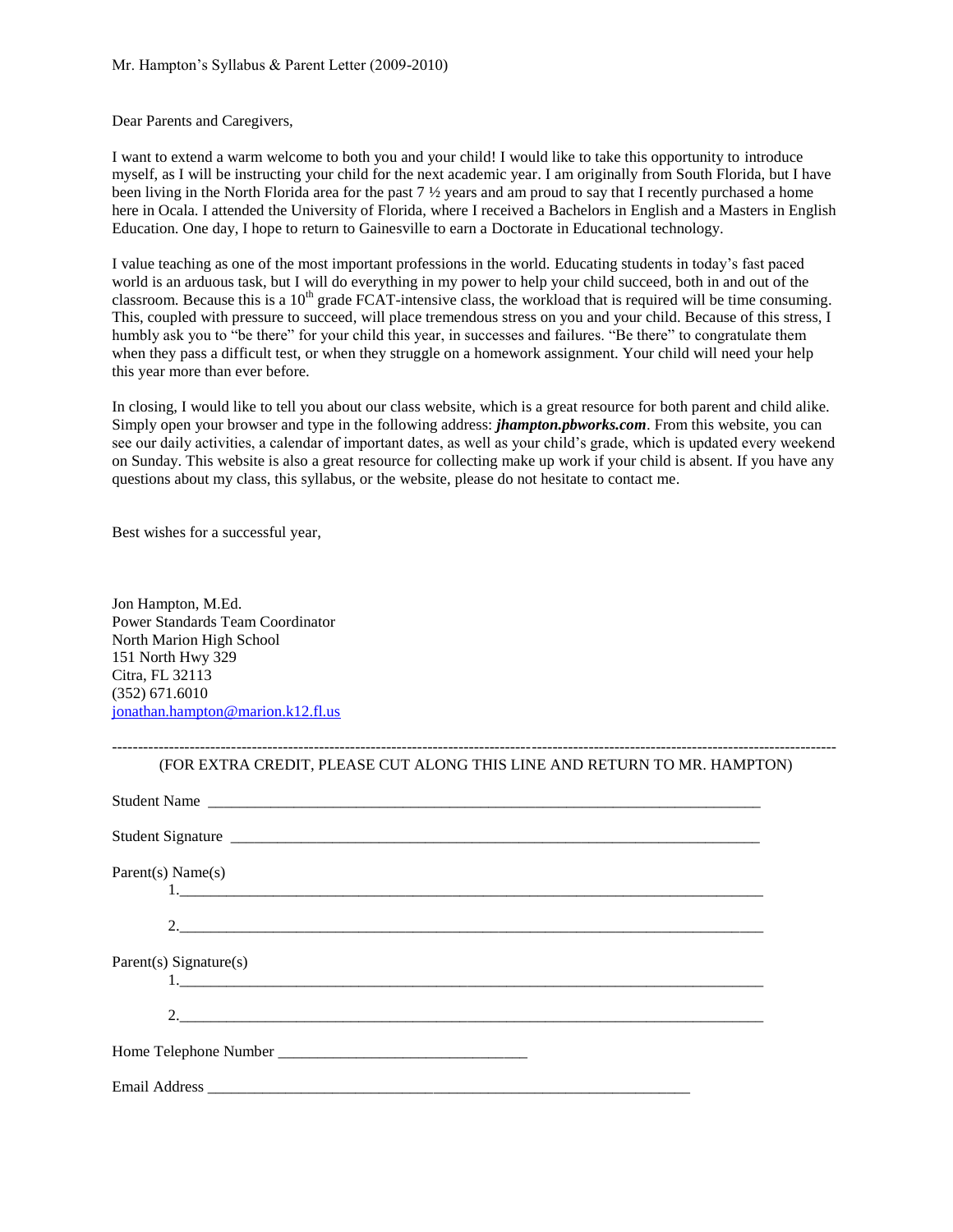Mr. Hampton's Syllabus & Parent Letter (2009-2010)

Dear Parents and Caregivers,

I want to extend a warm welcome to both you and your child! I would like to take this opportunity to introduce myself, as I will be instructing your child for the next academic year. I am originally from South Florida, but I have been living in the North Florida area for the past 7 ½ years and am proud to say that I recently purchased a home here in Ocala. I attended the University of Florida, where I received a Bachelors in English and a Masters in English Education. One day, I hope to return to Gainesville to earn a Doctorate in Educational technology.

I value teaching as one of the most important professions in the world. Educating students in today's fast paced world is an arduous task, but I will do everything in my power to help your child succeed, both in and out of the classroom. Because this is a 10th grade FCAT-intensive class, the workload that is required will be time consuming. This, coupled with pressure to succeed, will place tremendous stress on you and your child. Because of this stress, I humbly ask you to "be there" for your child this year, in successes and failures. "Be there" to congratulate them when they pass a difficult test, or when they struggle on a homework assignment. Your child will need your help this year more than ever before.

In closing, I would like to tell you about our class website, which is a great resource for both parent and child alike. Simply open your browser and type in the following address: ***jhampton.pbworks.com***. From this website, you can see our daily activities, a calendar of important dates, as well as your child's grade, which is updated every weekend on Sunday. This website is also a great resource for collecting make up work if your child is absent. If you have any questions about my class, this syllabus, or the website, please do not hesitate to contact me.

Best wishes for a successful year,

Jon Hampton, M.Ed.
Power Standards Team Coordinator
North Marion High School
151 North Hwy 329
Citra, FL 32113
(352) 671.6010
jonathan.hampton@marion.k12.fl.us

---

(FOR EXTRA CREDIT, PLEASE CUT ALONG THIS LINE AND RETURN TO MR. HAMPTON)

Student Name ____________________________________________

Student Signature ____________________________________________

Parent(s) Name(s)

1.____________________________________________

2.____________________________________________

Parent(s) Signature(s)

1.____________________________________________

2.____________________________________________

Home Telephone Number ______________________________

Email Address ____________________________________________